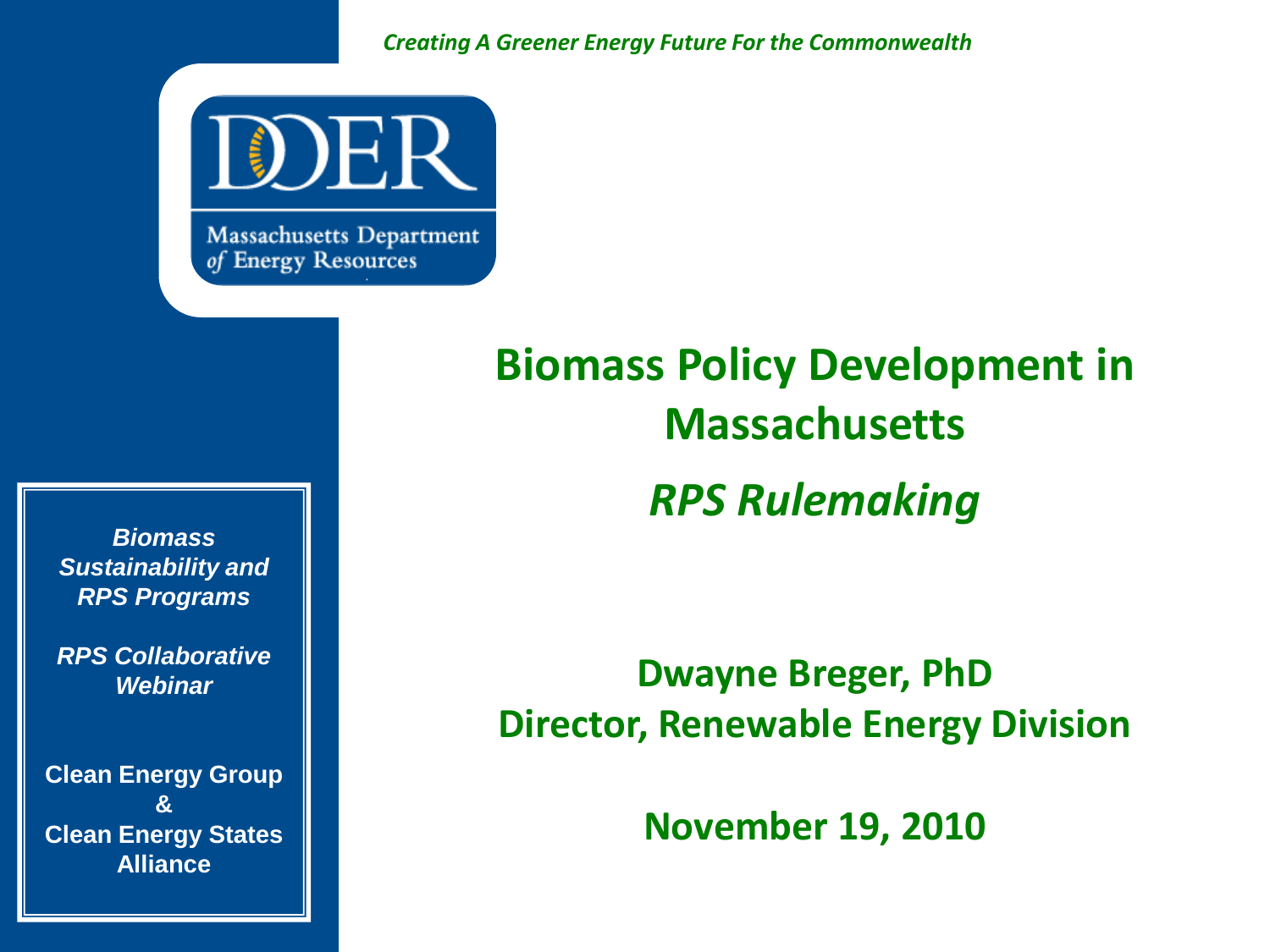*Creating A Greener Energy Future For the Commonwealth*

DOER

Massachusetts Department of Energy Resources

# Biomass Policy Development in Massachusetts

## *RPS Rulemaking*

**Dwayne Breger, PhD**
**Director, Renewable Energy Division**

**November 19, 2010**

***Biomass Sustainability and RPS Programs***

***RPS Collaborative Webinar***

**Clean Energy Group & Clean Energy States Alliance**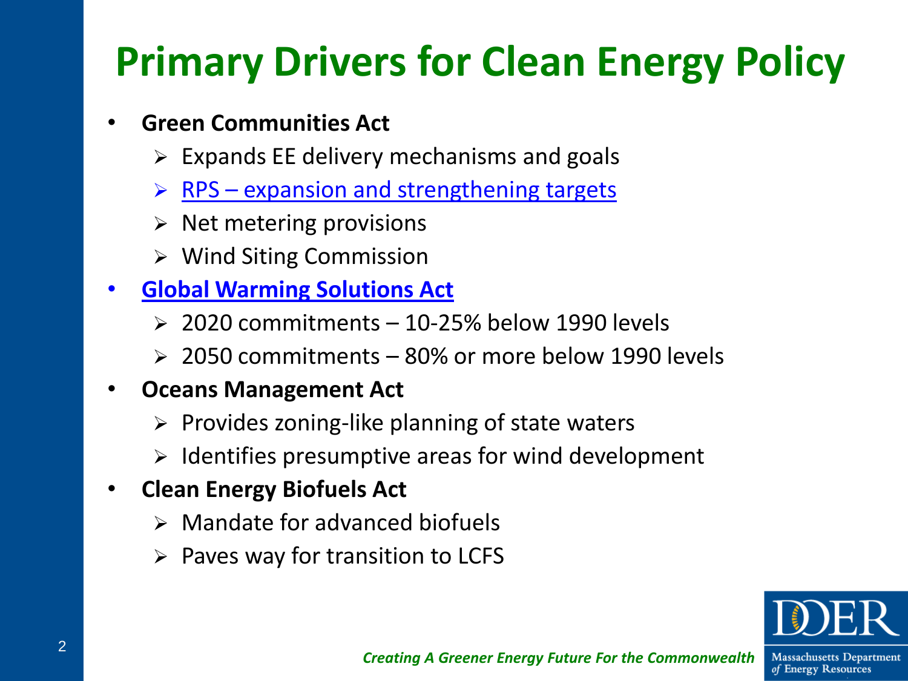# Primary Drivers for Clean Energy Policy

- **Green Communities Act**
  - Expands EE delivery mechanisms and goals
  - RPS – expansion and strengthening targets
  - Net metering provisions
  - Wind Siting Commission
- **Global Warming Solutions Act**
  - 2020 commitments – 10-25% below 1990 levels
  - 2050 commitments – 80% or more below 1990 levels
- **Oceans Management Act**
  - Provides zoning-like planning of state waters
  - Identifies presumptive areas for wind development
- **Clean Energy Biofuels Act**
  - Mandate for advanced biofuels
  - Paves way for transition to LCFS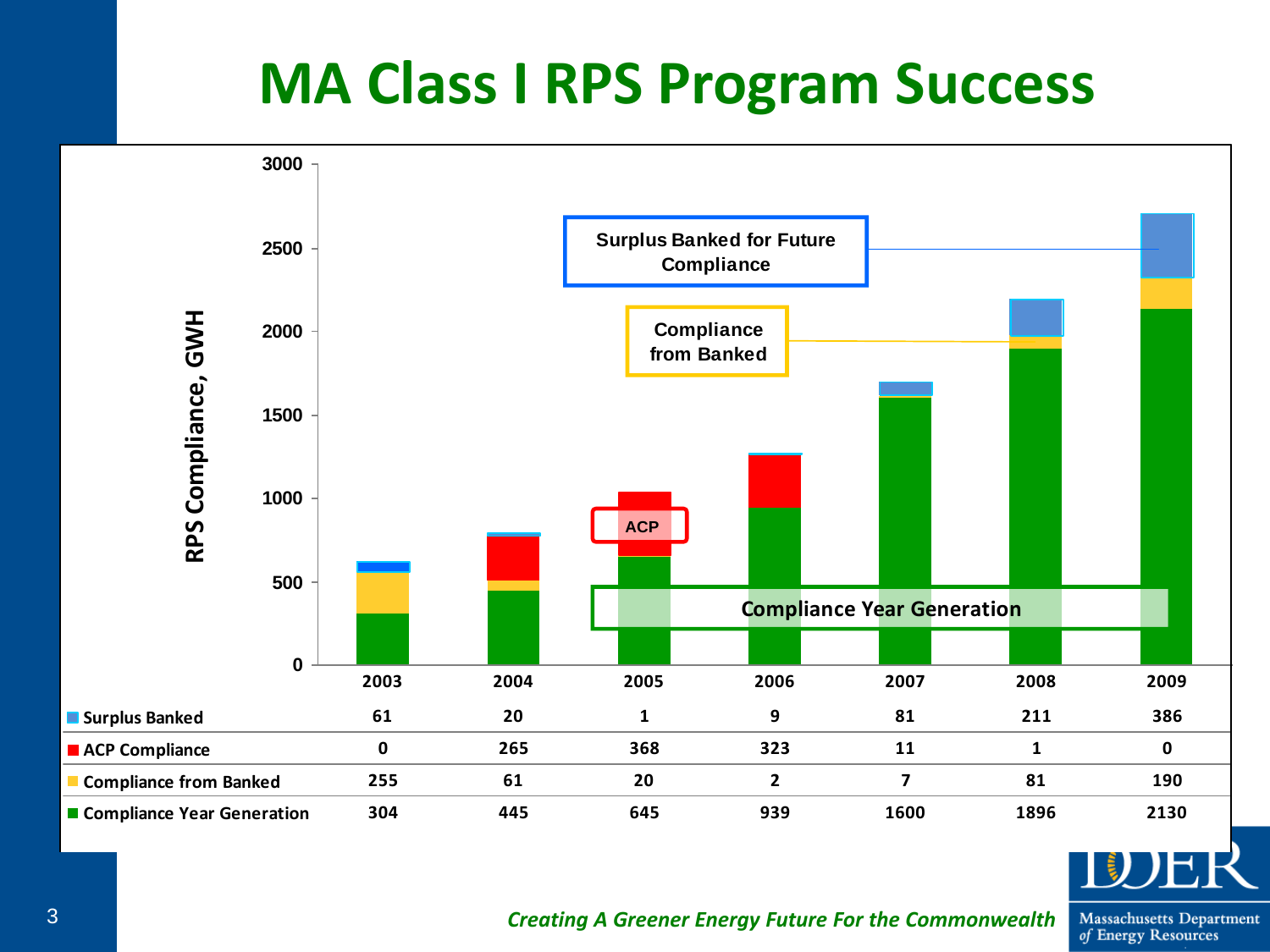# MA Class I RPS Program Success

| | 2003 | 2004 | 2005 | 2006 | 2007 | 2008 | 2009 |
|---|---|---|---|---|---|---|---|
| Surplus Banked | 61 | 20 | 1 | 9 | 81 | 211 | 386 |
| ACP Compliance | 0 | 265 | 368 | 323 | 11 | 1 | 0 |
| Compliance from Banked | 255 | 61 | 20 | 2 | 7 | 81 | 190 |
| Compliance Year Generation | 304 | 445 | 645 | 939 | 1600 | 1896 | 2130 |

RPS Compliance, GWH

*Creating A Greener Energy Future For the Commonwealth*

Massachusetts Department of Energy Resources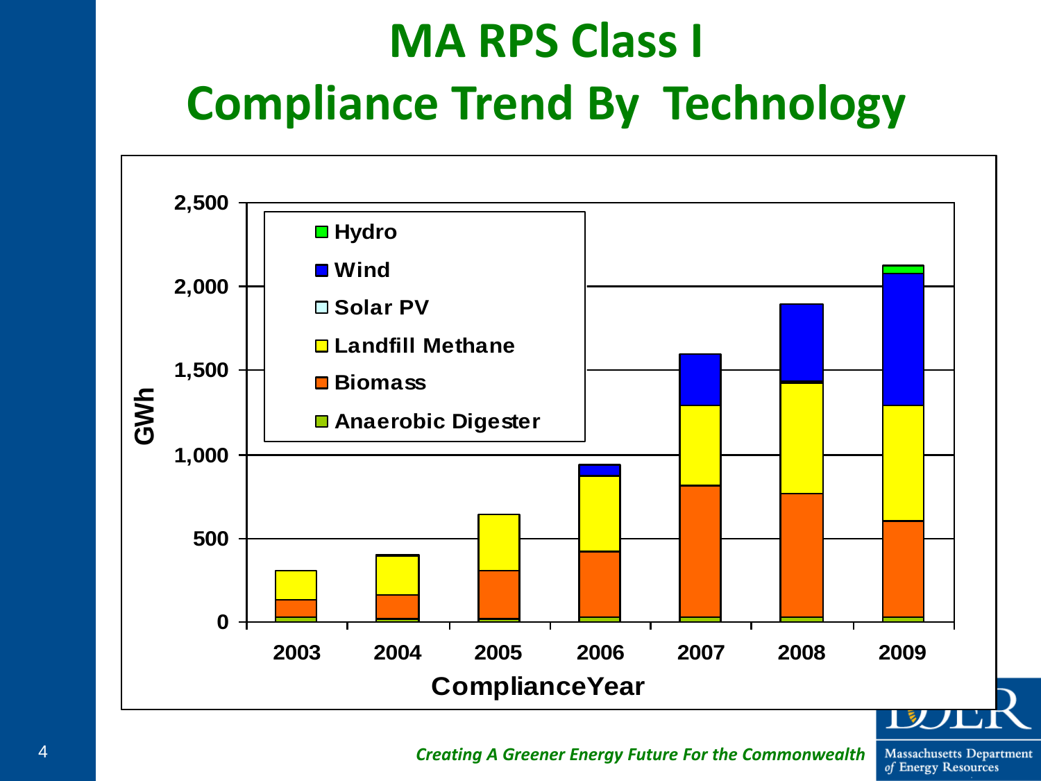# MA RPS Class I
# Compliance Trend By Technology

*Creating A Greener Energy Future For the Commonwealth*

Massachusetts Department of Energy Resources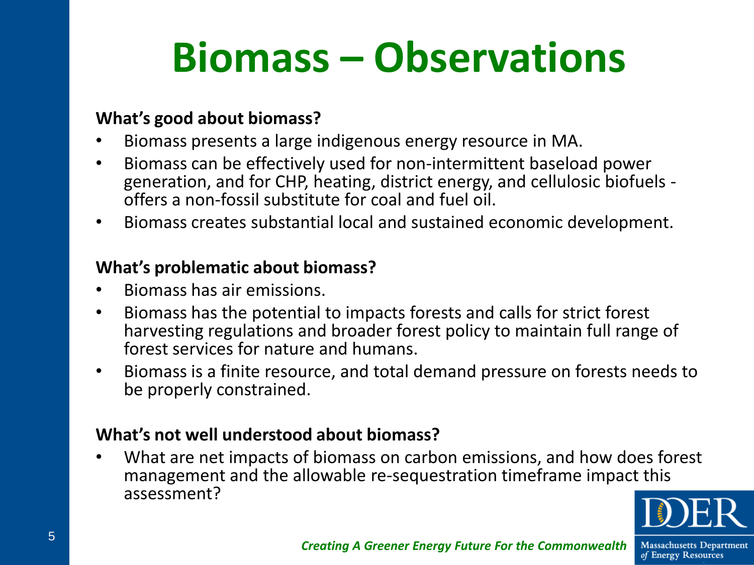# Biomass – Observations

**What's good about biomass?**

- Biomass presents a large indigenous energy resource in MA.
- Biomass can be effectively used for non-intermittent baseload power generation, and for CHP, heating, district energy, and cellulosic biofuels - offers a non-fossil substitute for coal and fuel oil.
- Biomass creates substantial local and sustained economic development.

**What's problematic about biomass?**

- Biomass has air emissions.
- Biomass has the potential to impacts forests and calls for strict forest harvesting regulations and broader forest policy to maintain full range of forest services for nature and humans.
- Biomass is a finite resource, and total demand pressure on forests needs to be properly constrained.

**What's not well understood about biomass?**

- What are net impacts of biomass on carbon emissions, and how does forest management and the allowable re-sequestration timeframe impact this assessment?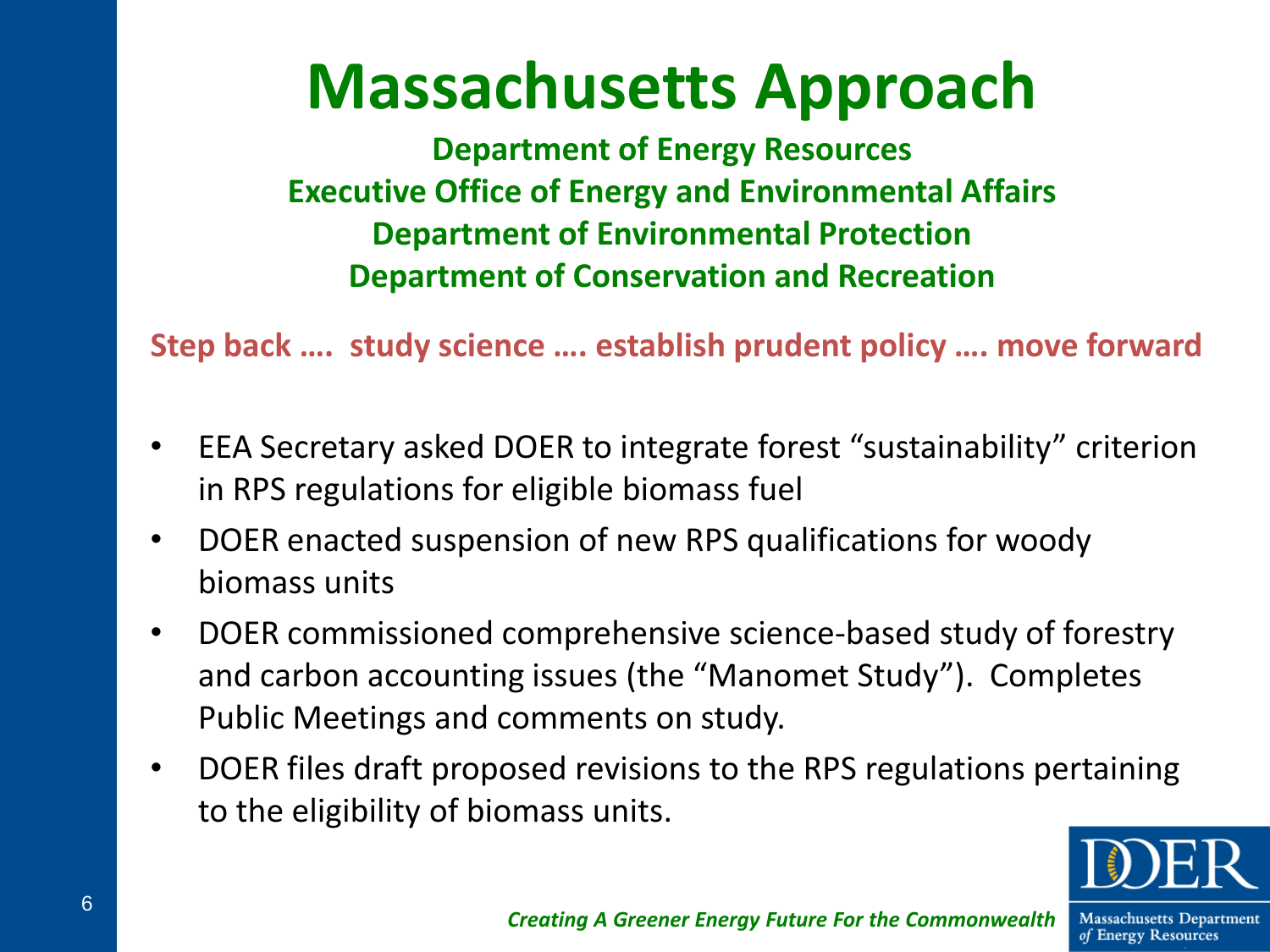# Massachusetts Approach

**Department of Energy Resources**
**Executive Office of Energy and Environmental Affairs**
**Department of Environmental Protection**
**Department of Conservation and Recreation**

**Step back …. study science …. establish prudent policy …. move forward**

- EEA Secretary asked DOER to integrate forest "sustainability" criterion in RPS regulations for eligible biomass fuel
- DOER enacted suspension of new RPS qualifications for woody biomass units
- DOER commissioned comprehensive science-based study of forestry and carbon accounting issues (the "Manomet Study"). Completes Public Meetings and comments on study.
- DOER files draft proposed revisions to the RPS regulations pertaining to the eligibility of biomass units.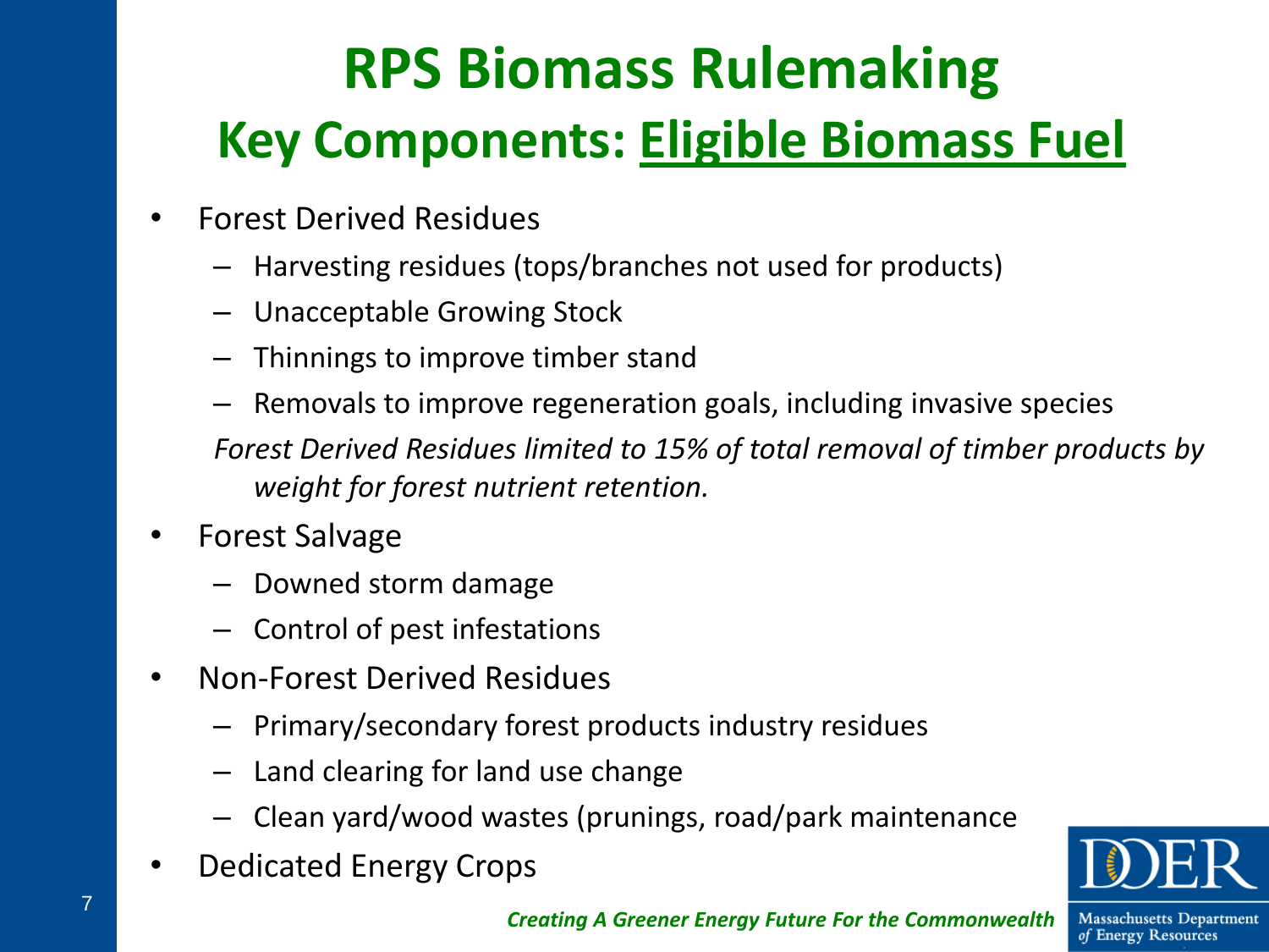# RPS Biomass Rulemaking

## Key Components: Eligible Biomass Fuel

- Forest Derived Residues
  - Harvesting residues (tops/branches not used for products)
  - Unacceptable Growing Stock
  - Thinnings to improve timber stand
  - Removals to improve regeneration goals, including invasive species

  *Forest Derived Residues limited to 15% of total removal of timber products by weight for forest nutrient retention.*
- Forest Salvage
  - Downed storm damage
  - Control of pest infestations
- Non-Forest Derived Residues
  - Primary/secondary forest products industry residues
  - Land clearing for land use change
  - Clean yard/wood wastes (prunings, road/park maintenance
- Dedicated Energy Crops

*Creating A Greener Energy Future For the Commonwealth*

DOER Massachusetts Department of Energy Resources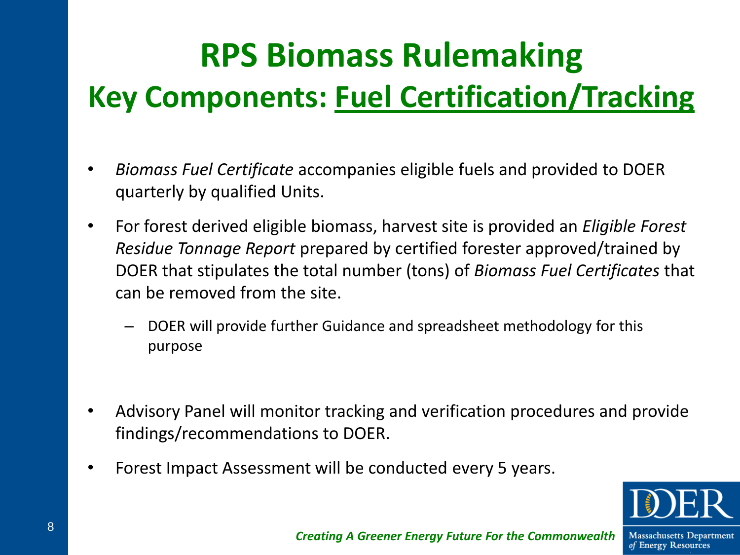# RPS Biomass Rulemaking

## Key Components: Fuel Certification/Tracking

- *Biomass Fuel Certificate* accompanies eligible fuels and provided to DOER quarterly by qualified Units.
- For forest derived eligible biomass, harvest site is provided an *Eligible Forest Residue Tonnage Report* prepared by certified forester approved/trained by DOER that stipulates the total number (tons) of *Biomass Fuel Certificates* that can be removed from the site.
  - DOER will provide further Guidance and spreadsheet methodology for this purpose
- Advisory Panel will monitor tracking and verification procedures and provide findings/recommendations to DOER.
- Forest Impact Assessment will be conducted every 5 years.

*Creating A Greener Energy Future For the Commonwealth*

DOER Massachusetts Department of Energy Resources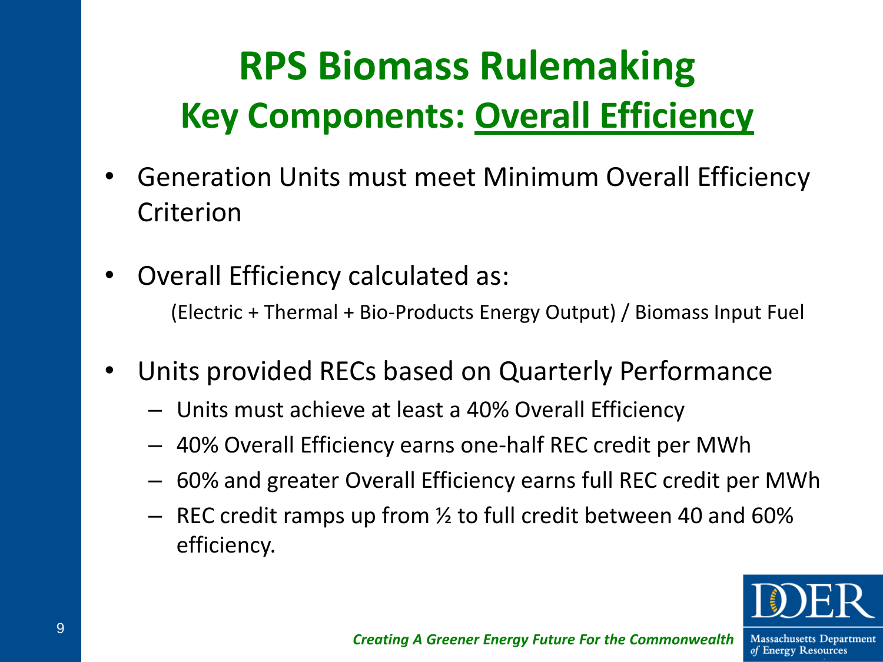# RPS Biomass Rulemaking

## Key Components: Overall Efficiency

- Generation Units must meet Minimum Overall Efficiency Criterion
- Overall Efficiency calculated as:

  (Electric + Thermal + Bio-Products Energy Output) / Biomass Input Fuel

- Units provided RECs based on Quarterly Performance
  - Units must achieve at least a 40% Overall Efficiency
  - 40% Overall Efficiency earns one-half REC credit per MWh
  - 60% and greater Overall Efficiency earns full REC credit per MWh
  - REC credit ramps up from ½ to full credit between 40 and 60% efficiency.

*Creating A Greener Energy Future For the Commonwealth*

DOER Massachusetts Department of Energy Resources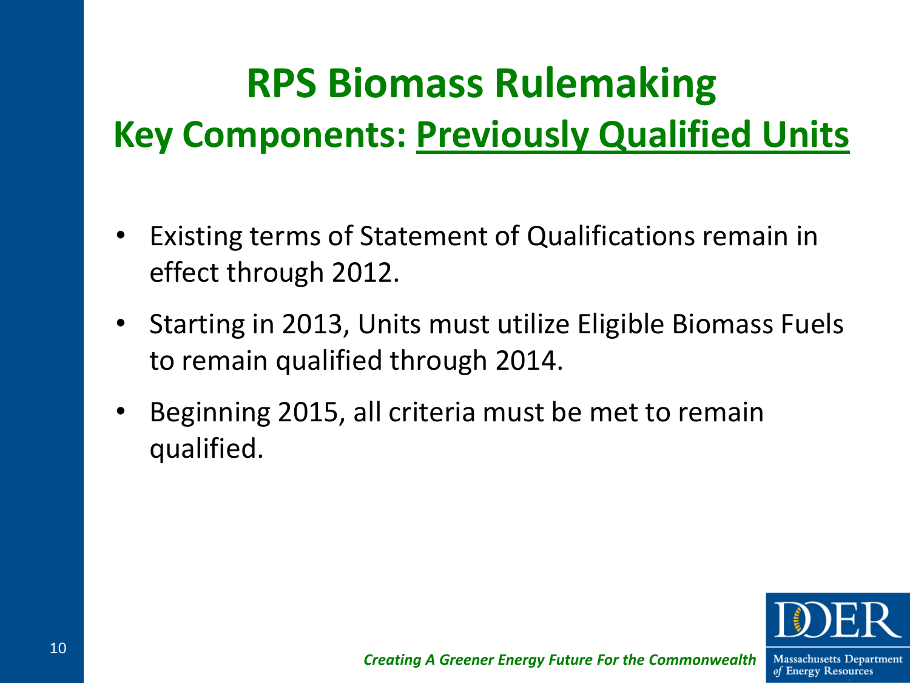# RPS Biomass Rulemaking

## Key Components: Previously Qualified Units

- Existing terms of Statement of Qualifications remain in effect through 2012.
- Starting in 2013, Units must utilize Eligible Biomass Fuels to remain qualified through 2014.
- Beginning 2015, all criteria must be met to remain qualified.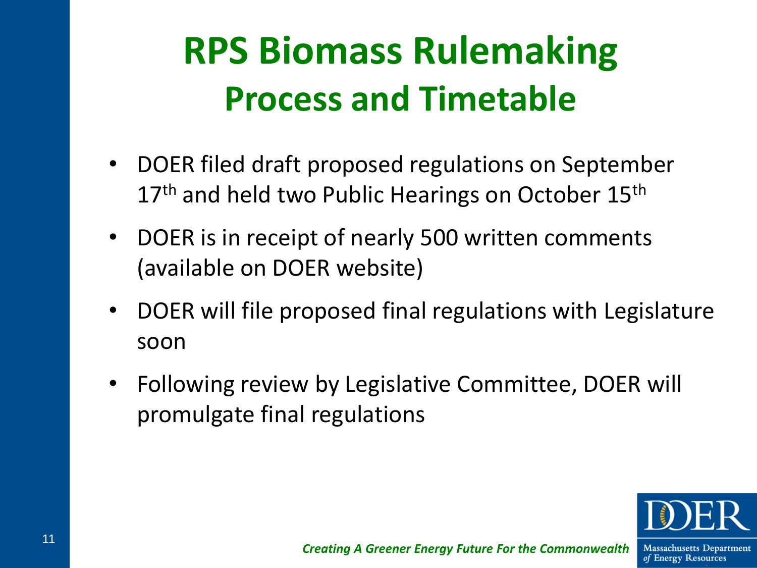# RPS Biomass Rulemaking
## Process and Timetable

- DOER filed draft proposed regulations on September 17th and held two Public Hearings on October 15th
- DOER is in receipt of nearly 500 written comments (available on DOER website)
- DOER will file proposed final regulations with Legislature soon
- Following review by Legislative Committee, DOER will promulgate final regulations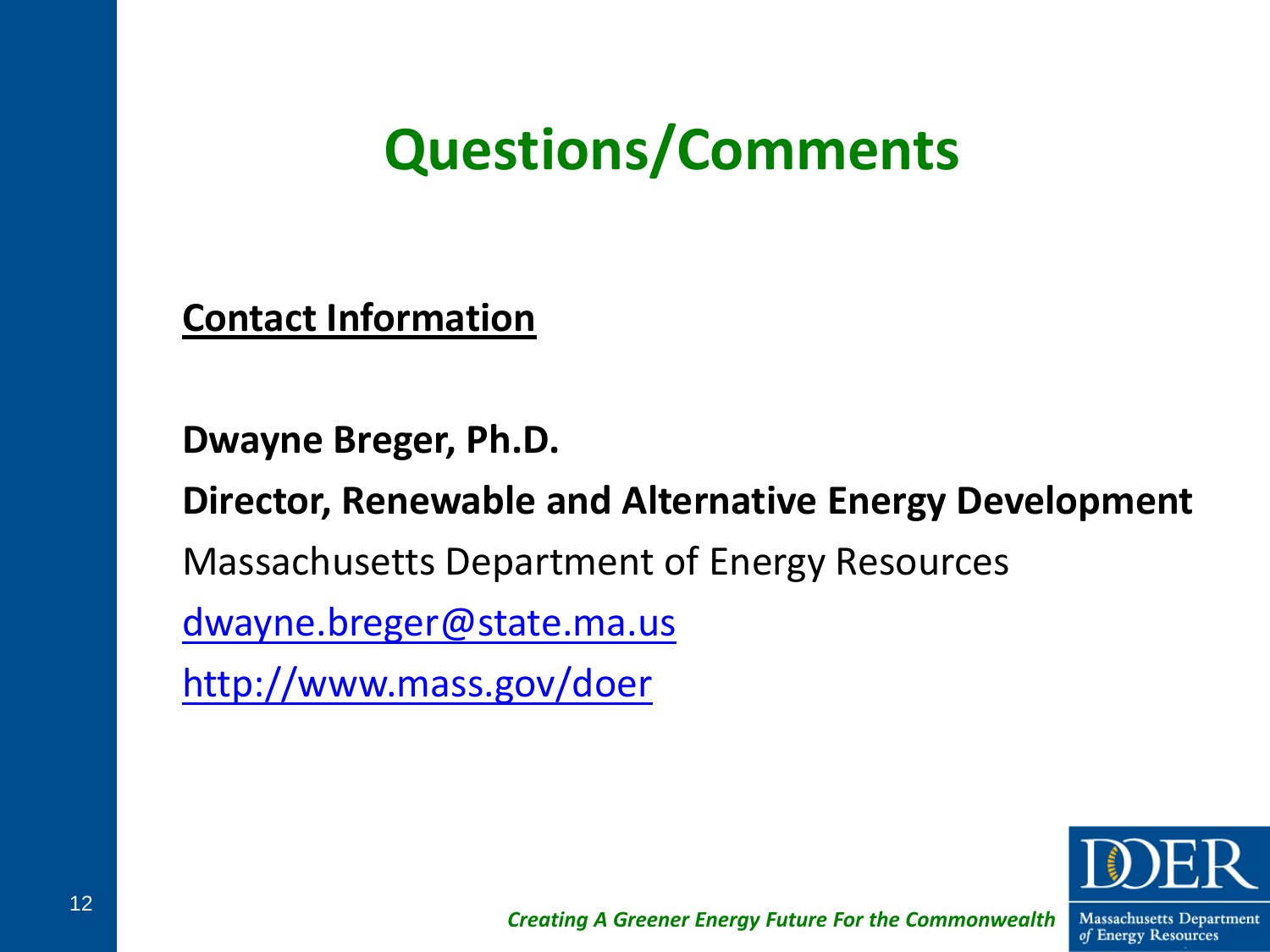# Questions/Comments

**Contact Information**

**Dwayne Breger, Ph.D.**

**Director, Renewable and Alternative Energy Development**

Massachusetts Department of Energy Resources

dwayne.breger@state.ma.us

http://www.mass.gov/doer

*Creating A Greener Energy Future For the Commonwealth*

DOER

Massachusetts Department of Energy Resources